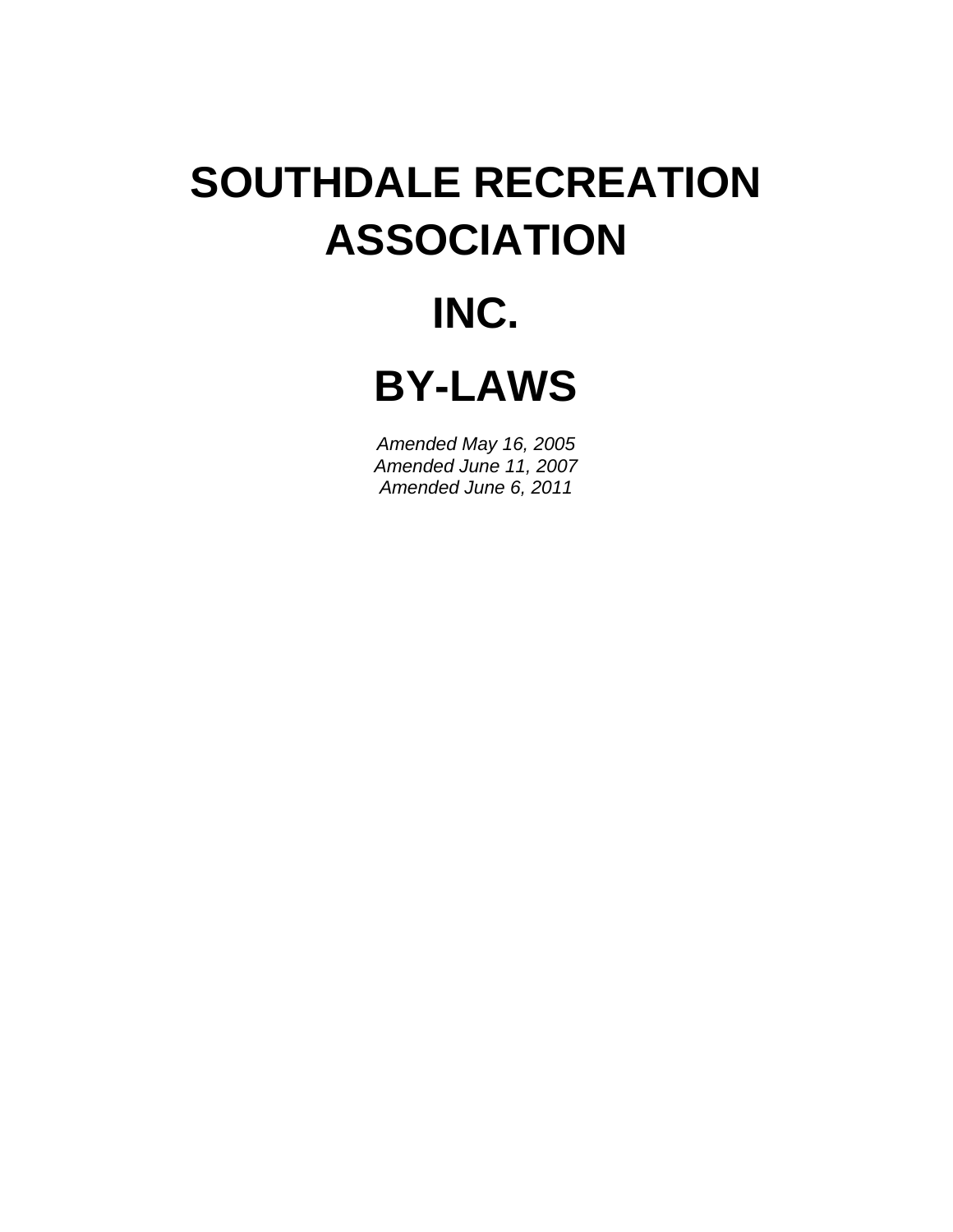# SOUTHDALE RECREATION ASSOCIATION

# INC.

# BY-LAWS

*Amended May 16, 2005*
*Amended June 11, 2007*
*Amended June 6, 2011*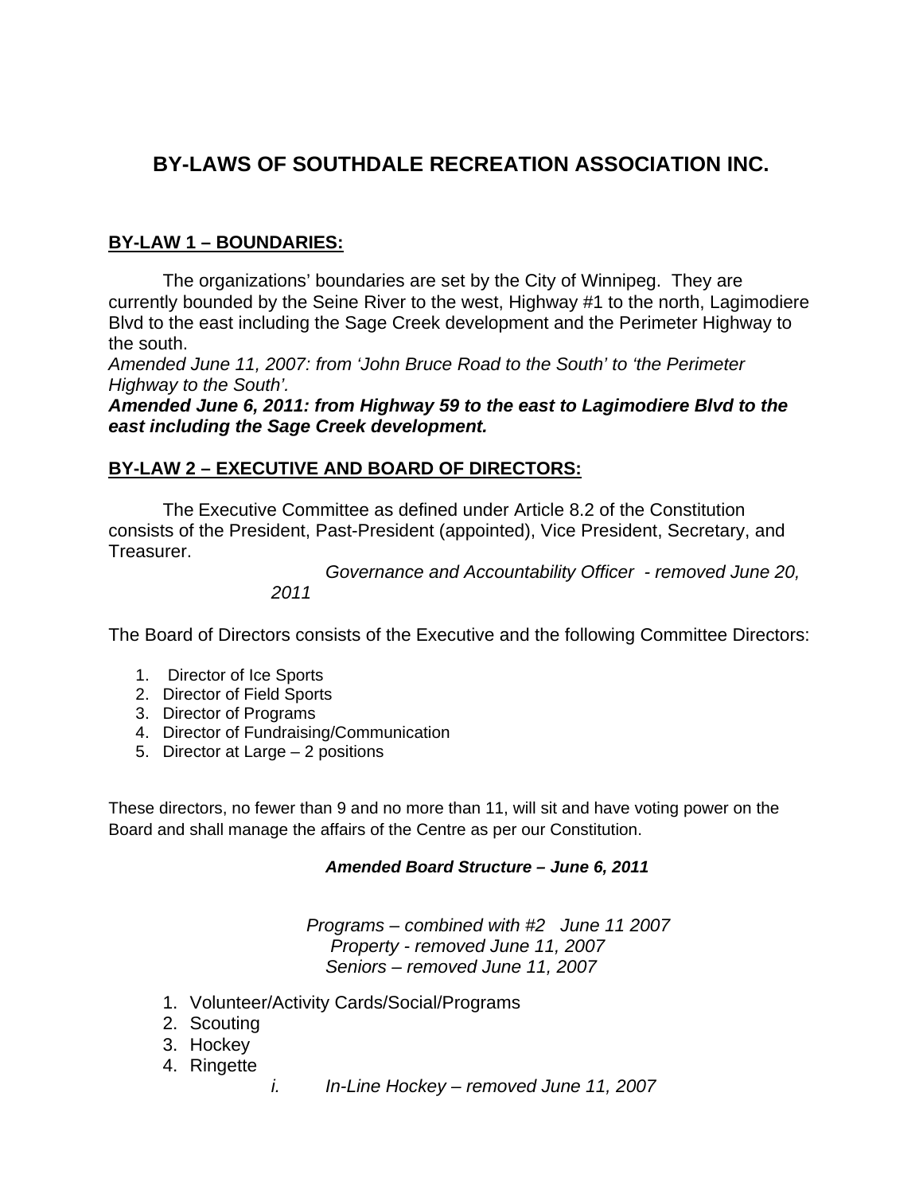# BY-LAWS OF SOUTHDALE RECREATION ASSOCIATION INC.

## **BY-LAW 1 – BOUNDARIES:**

The organizations' boundaries are set by the City of Winnipeg. They are currently bounded by the Seine River to the west, Highway #1 to the north, Lagimodiere Blvd to the east including the Sage Creek development and the Perimeter Highway to the south.

*Amended June 11, 2007: from 'John Bruce Road to the South' to 'the Perimeter Highway to the South'.*

***Amended June 6, 2011: from Highway 59 to the east to Lagimodiere Blvd to the east including the Sage Creek development.***

## **BY-LAW 2 – EXECUTIVE AND BOARD OF DIRECTORS:**

The Executive Committee as defined under Article 8.2 of the Constitution consists of the President, Past-President (appointed), Vice President, Secretary, and Treasurer.

*Governance and Accountability Officer - removed June 20, 2011*

The Board of Directors consists of the Executive and the following Committee Directors:

1. Director of Ice Sports
2. Director of Field Sports
3. Director of Programs
4. Director of Fundraising/Communication
5. Director at Large – 2 positions

These directors, no fewer than 9 and no more than 11, will sit and have voting power on the Board and shall manage the affairs of the Centre as per our Constitution.

***Amended Board Structure – June 6, 2011***

*Programs – combined with #2 June 11 2007*
*Property - removed June 11, 2007*
*Seniors – removed June 11, 2007*

1. Volunteer/Activity Cards/Social/Programs
2. Scouting
3. Hockey
4. Ringette
   i. *In-Line Hockey – removed June 11, 2007*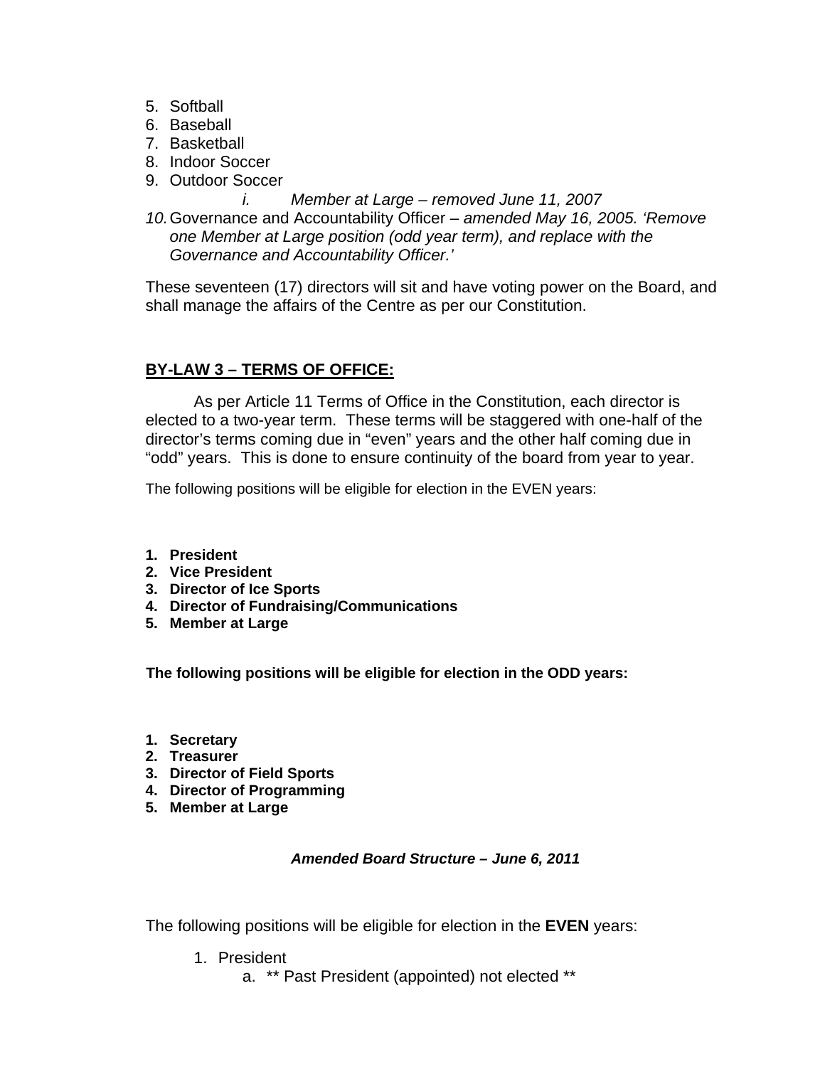5. Softball
6. Baseball
7. Basketball
8. Indoor Soccer
9. Outdoor Soccer
    i. *Member at Large – removed June 11, 2007*
10. Governance and Accountability Officer – *amended May 16, 2005. 'Remove one Member at Large position (odd year term), and replace with the Governance and Accountability Officer.'*

These seventeen (17) directors will sit and have voting power on the Board, and shall manage the affairs of the Centre as per our Constitution.

## BY-LAW 3 – TERMS OF OFFICE:

As per Article 11 Terms of Office in the Constitution, each director is elected to a two-year term. These terms will be staggered with one-half of the director's terms coming due in "even" years and the other half coming due in "odd" years. This is done to ensure continuity of the board from year to year.

The following positions will be eligible for election in the EVEN years:

1. **President**
2. **Vice President**
3. **Director of Ice Sports**
4. **Director of Fundraising/Communications**
5. **Member at Large**

**The following positions will be eligible for election in the ODD years:**

1. **Secretary**
2. **Treasurer**
3. **Director of Field Sports**
4. **Director of Programming**
5. **Member at Large**

***Amended Board Structure – June 6, 2011***

The following positions will be eligible for election in the **EVEN** years:

1. President
    a. ** Past President (appointed) not elected **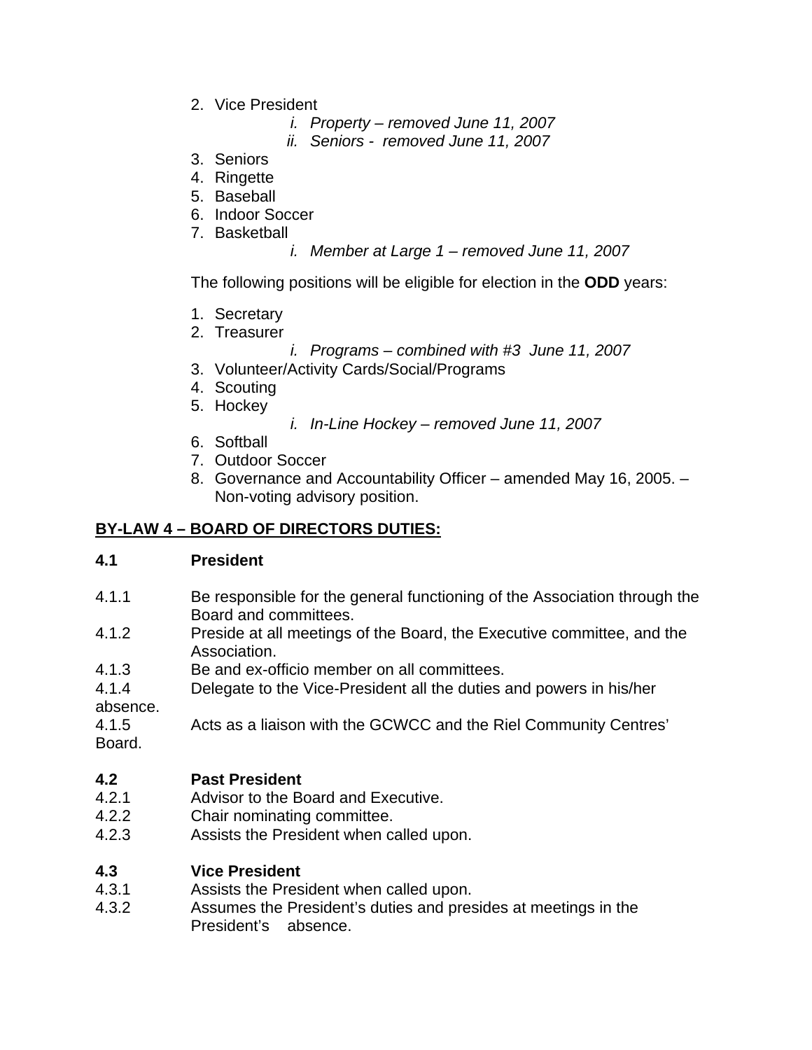2. Vice President
    - *i. Property – removed June 11, 2007*
    - *ii. Seniors - removed June 11, 2007*
3. Seniors
4. Ringette
5. Baseball
6. Indoor Soccer
7. Basketball
    - *i. Member at Large 1 – removed June 11, 2007*

The following positions will be eligible for election in the **ODD** years:

1. Secretary
2. Treasurer
    - *i. Programs – combined with #3 June 11, 2007*
3. Volunteer/Activity Cards/Social/Programs
4. Scouting
5. Hockey
    - *i. In-Line Hockey – removed June 11, 2007*
6. Softball
7. Outdoor Soccer
8. Governance and Accountability Officer – amended May 16, 2005. – Non-voting advisory position.

## <u>BY-LAW 4 – BOARD OF DIRECTORS DUTIES:</u>

### 4.1 President

4.1.1 Be responsible for the general functioning of the Association through the Board and committees.

4.1.2 Preside at all meetings of the Board, the Executive committee, and the Association.

4.1.3 Be and ex-officio member on all committees.

4.1.4 Delegate to the Vice-President all the duties and powers in his/her absence.

4.1.5 Acts as a liaison with the GCWCC and the Riel Community Centres' Board.

### 4.2 Past President

4.2.1 Advisor to the Board and Executive.

4.2.2 Chair nominating committee.

4.2.3 Assists the President when called upon.

### 4.3 Vice President

4.3.1 Assists the President when called upon.

4.3.2 Assumes the President's duties and presides at meetings in the President's absence.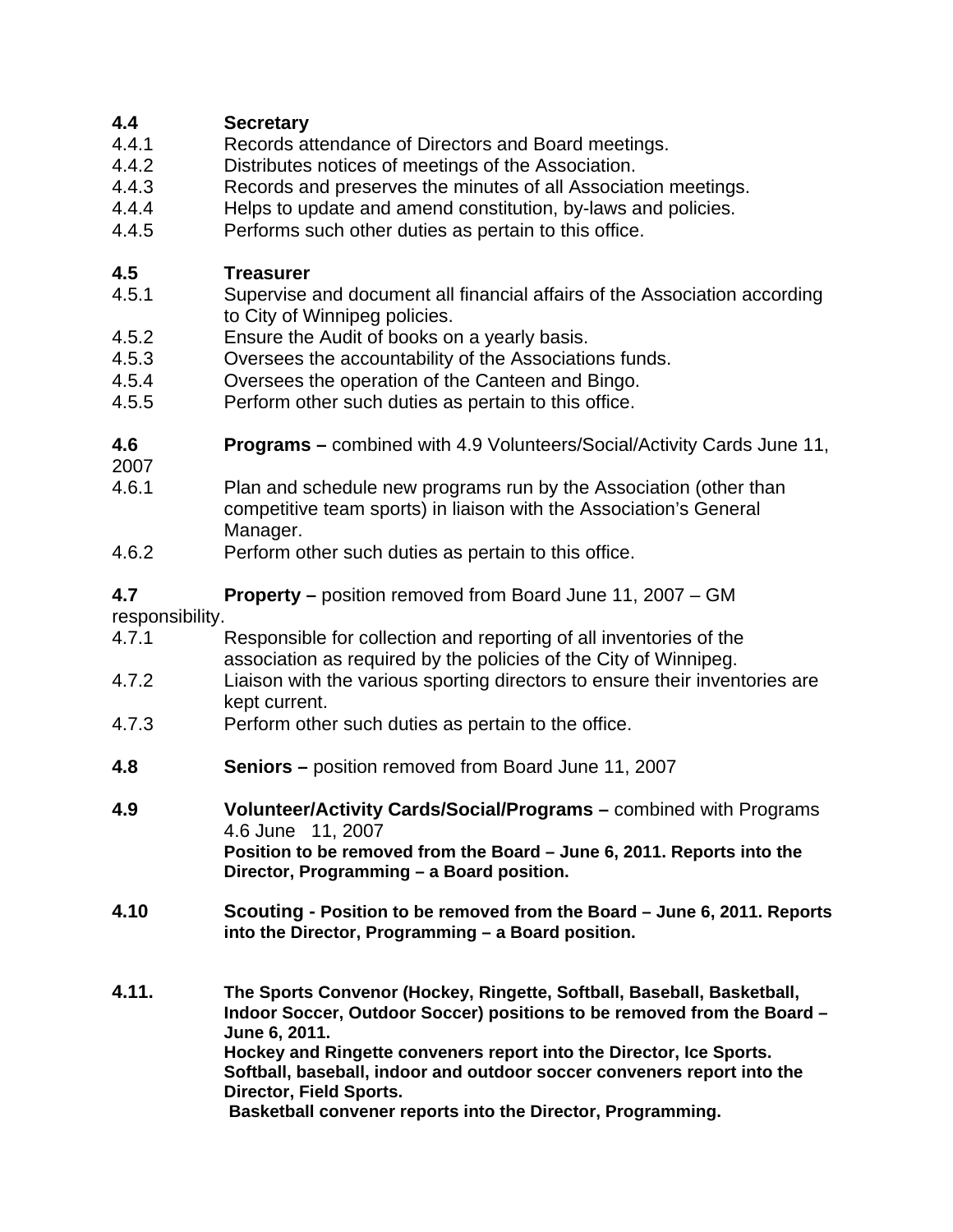**4.4 Secretary**

4.4.1 Records attendance of Directors and Board meetings.

4.4.2 Distributes notices of meetings of the Association.

4.4.3 Records and preserves the minutes of all Association meetings.

4.4.4 Helps to update and amend constitution, by-laws and policies.

4.4.5 Performs such other duties as pertain to this office.

**4.5 Treasurer**

4.5.1 Supervise and document all financial affairs of the Association according to City of Winnipeg policies.

4.5.2 Ensure the Audit of books on a yearly basis.

4.5.3 Oversees the accountability of the Associations funds.

4.5.4 Oversees the operation of the Canteen and Bingo.

4.5.5 Perform other such duties as pertain to this office.

**4.6 Programs –** combined with 4.9 Volunteers/Social/Activity Cards June 11, 2007

4.6.1 Plan and schedule new programs run by the Association (other than competitive team sports) in liaison with the Association's General Manager.

4.6.2 Perform other such duties as pertain to this office.

**4.7 Property –** position removed from Board June 11, 2007 – GM responsibility.

4.7.1 Responsible for collection and reporting of all inventories of the association as required by the policies of the City of Winnipeg.

4.7.2 Liaison with the various sporting directors to ensure their inventories are kept current.

4.7.3 Perform other such duties as pertain to the office.

**4.8 Seniors –** position removed from Board June 11, 2007

**4.9 Volunteer/Activity Cards/Social/Programs –** combined with Programs 4.6 June 11, 2007
**Position to be removed from the Board – June 6, 2011. Reports into the Director, Programming – a Board position.**

**4.10 Scouting - Position to be removed from the Board – June 6, 2011. Reports into the Director, Programming – a Board position.**

**4.11. The Sports Convenor (Hockey, Ringette, Softball, Baseball, Basketball, Indoor Soccer, Outdoor Soccer) positions to be removed from the Board – June 6, 2011.**
**Hockey and Ringette conveners report into the Director, Ice Sports.**
**Softball, baseball, indoor and outdoor soccer conveners report into the Director, Field Sports.**
**Basketball convener reports into the Director, Programming.**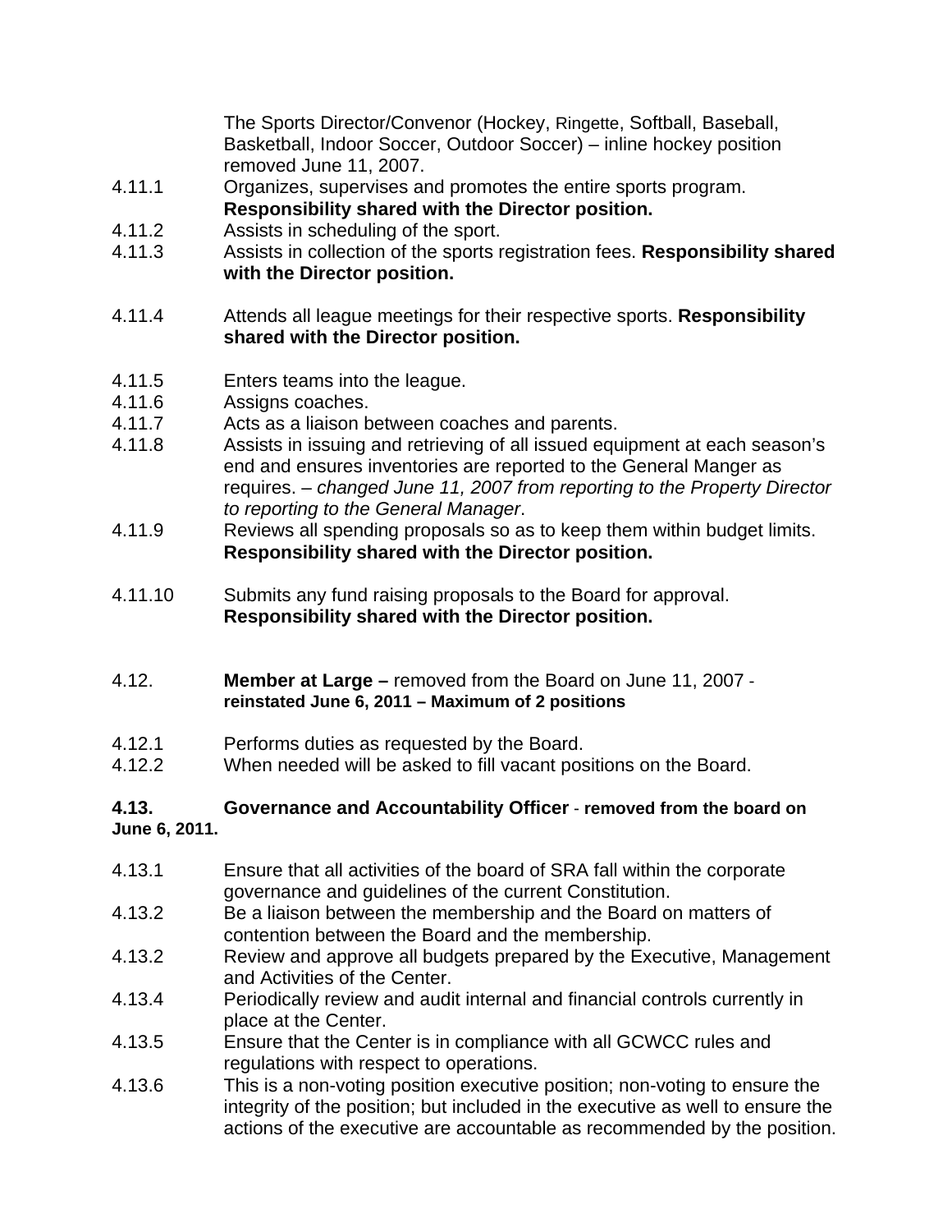The Sports Director/Convenor (Hockey, Ringette, Softball, Baseball, Basketball, Indoor Soccer, Outdoor Soccer) – inline hockey position removed June 11, 2007.

4.11.1 Organizes, supervises and promotes the entire sports program. **Responsibility shared with the Director position.**

4.11.2 Assists in scheduling of the sport.

4.11.3 Assists in collection of the sports registration fees. **Responsibility shared with the Director position.**

4.11.4 Attends all league meetings for their respective sports. **Responsibility shared with the Director position.**

4.11.5 Enters teams into the league.

4.11.6 Assigns coaches.

4.11.7 Acts as a liaison between coaches and parents.

4.11.8 Assists in issuing and retrieving of all issued equipment at each season's end and ensures inventories are reported to the General Manger as requires. – *changed June 11, 2007 from reporting to the Property Director to reporting to the General Manager*.

4.11.9 Reviews all spending proposals so as to keep them within budget limits. **Responsibility shared with the Director position.**

4.11.10 Submits any fund raising proposals to the Board for approval. **Responsibility shared with the Director position.**

4.12. **Member at Large –** removed from the Board on June 11, 2007 - **reinstated June 6, 2011 – Maximum of 2 positions**

4.12.1 Performs duties as requested by the Board.

4.12.2 When needed will be asked to fill vacant positions on the Board.

**4.13. Governance and Accountability Officer** - **removed from the board on June 6, 2011.**

4.13.1 Ensure that all activities of the board of SRA fall within the corporate governance and guidelines of the current Constitution.

4.13.2 Be a liaison between the membership and the Board on matters of contention between the Board and the membership.

4.13.2 Review and approve all budgets prepared by the Executive, Management and Activities of the Center.

4.13.4 Periodically review and audit internal and financial controls currently in place at the Center.

4.13.5 Ensure that the Center is in compliance with all GCWCC rules and regulations with respect to operations.

4.13.6 This is a non-voting position executive position; non-voting to ensure the integrity of the position; but included in the executive as well to ensure the actions of the executive are accountable as recommended by the position.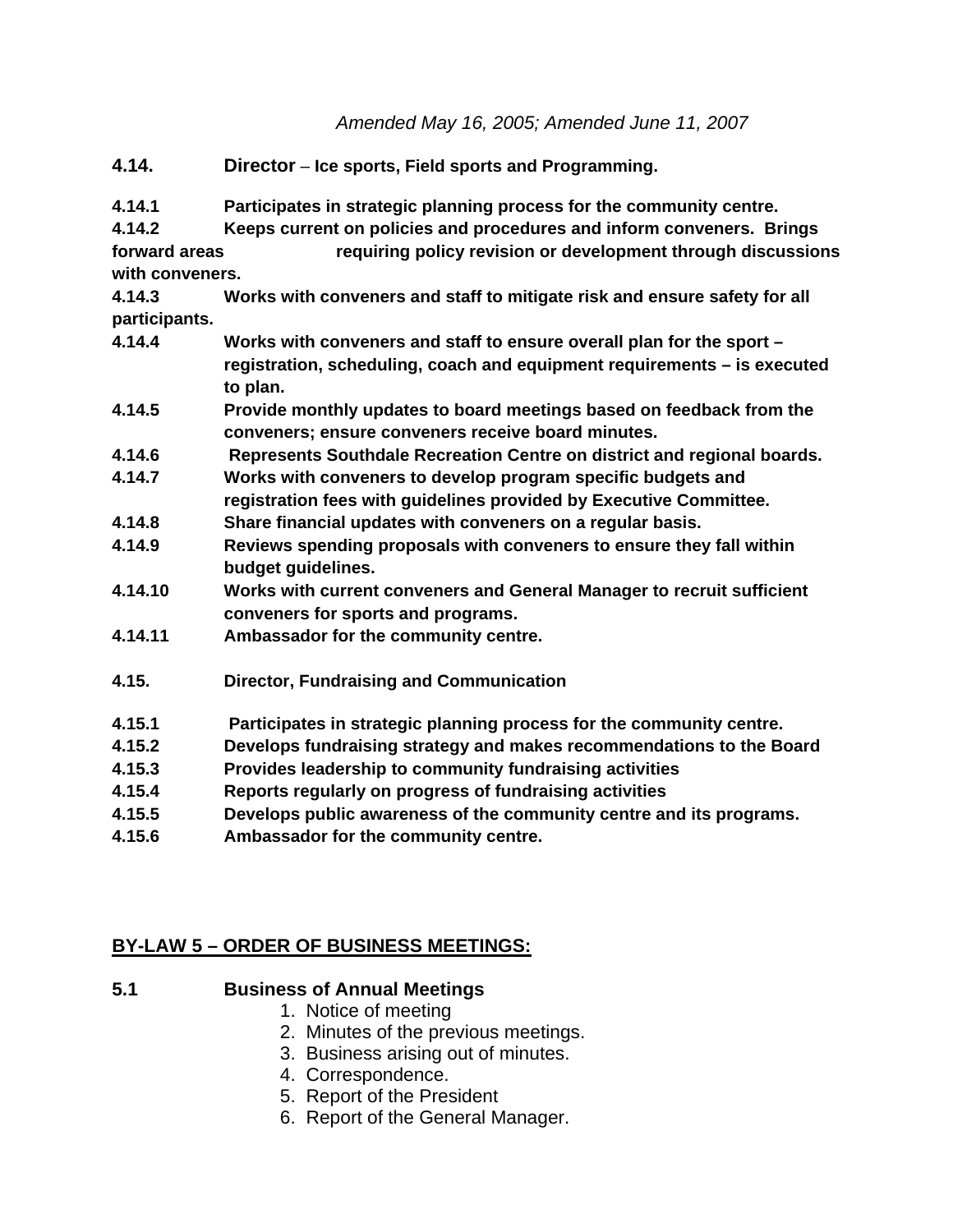*Amended May 16, 2005; Amended June 11, 2007*

**4.14. Director – Ice sports, Field sports and Programming.**

**4.14.1** **Participates in strategic planning process for the community centre.**
**4.14.2** **Keeps current on policies and procedures and inform conveners. Brings forward areas requiring policy revision or development through discussions with conveners.**
**4.14.3** **Works with conveners and staff to mitigate risk and ensure safety for all participants.**
**4.14.4** **Works with conveners and staff to ensure overall plan for the sport – registration, scheduling, coach and equipment requirements – is executed to plan.**
**4.14.5** **Provide monthly updates to board meetings based on feedback from the conveners; ensure conveners receive board minutes.**
**4.14.6** **Represents Southdale Recreation Centre on district and regional boards.**
**4.14.7** **Works with conveners to develop program specific budgets and registration fees with guidelines provided by Executive Committee.**
**4.14.8** **Share financial updates with conveners on a regular basis.**
**4.14.9** **Reviews spending proposals with conveners to ensure they fall within budget guidelines.**
**4.14.10** **Works with current conveners and General Manager to recruit sufficient conveners for sports and programs.**
**4.14.11** **Ambassador for the community centre.**

**4.15. Director, Fundraising and Communication**

**4.15.1** **Participates in strategic planning process for the community centre.**
**4.15.2** **Develops fundraising strategy and makes recommendations to the Board**
**4.15.3** **Provides leadership to community fundraising activities**
**4.15.4** **Reports regularly on progress of fundraising activities**
**4.15.5** **Develops public awareness of the community centre and its programs.**
**4.15.6** **Ambassador for the community centre.**

## BY-LAW 5 – ORDER OF BUSINESS MEETINGS:

### 5.1 Business of Annual Meetings

1. Notice of meeting
2. Minutes of the previous meetings.
3. Business arising out of minutes.
4. Correspondence.
5. Report of the President
6. Report of the General Manager.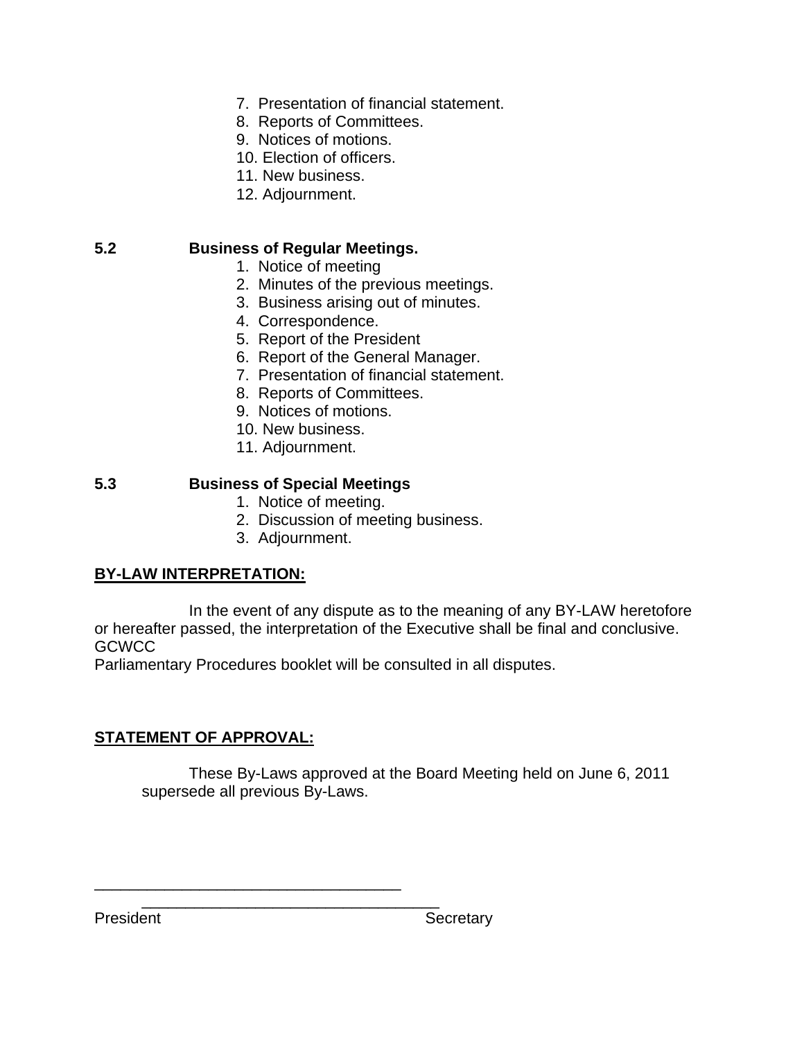7. Presentation of financial statement.
8. Reports of Committees.
9. Notices of motions.
10. Election of officers.
11. New business.
12. Adjournment.

**5.2 Business of Regular Meetings.**

1. Notice of meeting
2. Minutes of the previous meetings.
3. Business arising out of minutes.
4. Correspondence.
5. Report of the President
6. Report of the General Manager.
7. Presentation of financial statement.
8. Reports of Committees.
9. Notices of motions.
10. New business.
11. Adjournment.

**5.3 Business of Special Meetings**

1. Notice of meeting.
2. Discussion of meeting business.
3. Adjournment.

**BY-LAW INTERPRETATION:**

In the event of any dispute as to the meaning of any BY-LAW heretofore or hereafter passed, the interpretation of the Executive shall be final and conclusive. GCWCC
Parliamentary Procedures booklet will be consulted in all disputes.

**STATEMENT OF APPROVAL:**

These By-Laws approved at the Board Meeting held on June 6, 2011 supersede all previous By-Laws.

___________________________________
___________________________________

President Secretary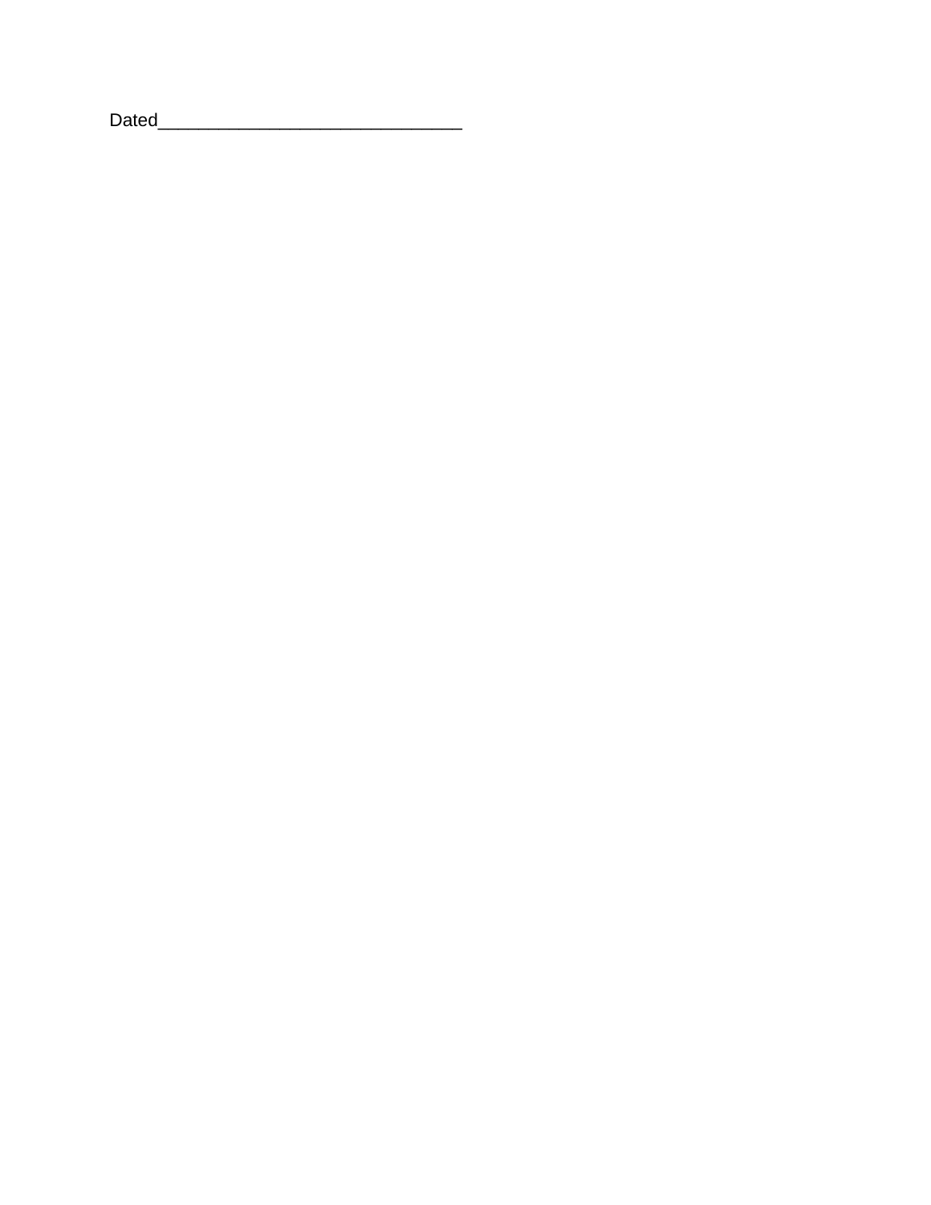Dated_______________________________